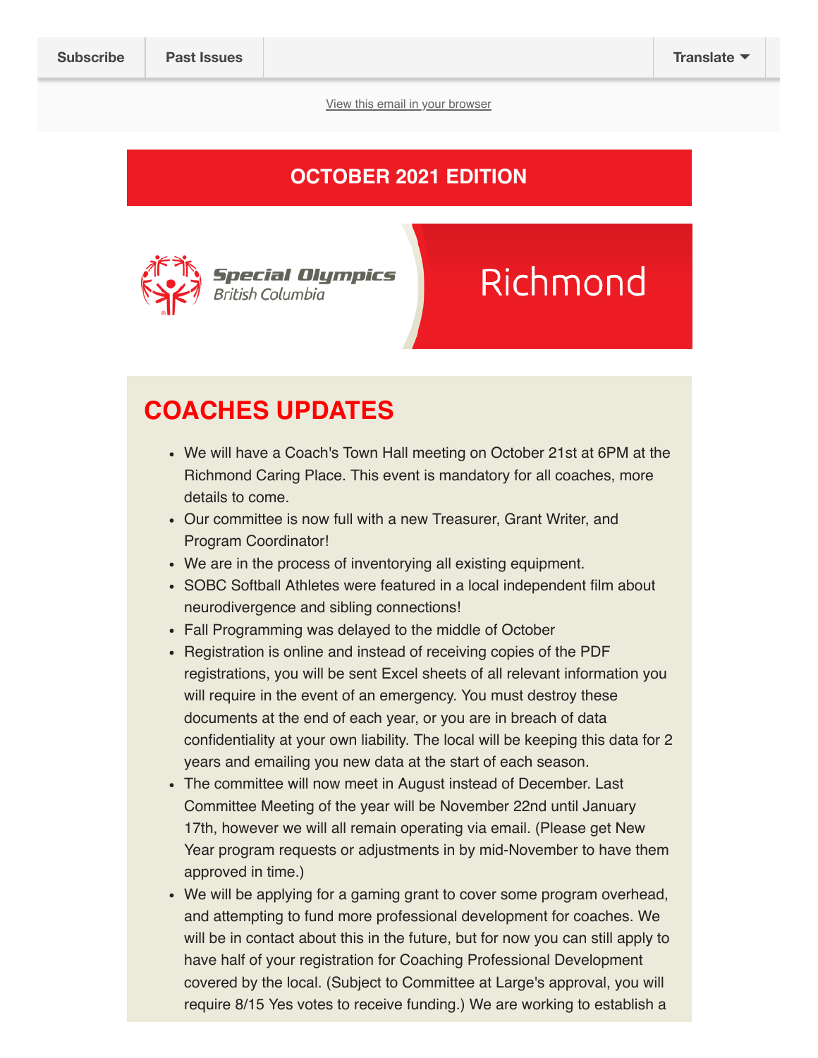Subscribe | Past Issues | Translate

View this email in your browser

**OCTOBER 2021 EDITION**

Special Olympics British Columbia

Richmond

## COACHES UPDATES

- We will have a Coach's Town Hall meeting on October 21st at 6PM at the Richmond Caring Place. This event is mandatory for all coaches, more details to come.
- Our committee is now full with a new Treasurer, Grant Writer, and Program Coordinator!
- We are in the process of inventorying all existing equipment.
- SOBC Softball Athletes were featured in a local independent film about neurodivergence and sibling connections!
- Fall Programming was delayed to the middle of October
- Registration is online and instead of receiving copies of the PDF registrations, you will be sent Excel sheets of all relevant information you will require in the event of an emergency. You must destroy these documents at the end of each year, or you are in breach of data confidentiality at your own liability. The local will be keeping this data for 2 years and emailing you new data at the start of each season.
- The committee will now meet in August instead of December. Last Committee Meeting of the year will be November 22nd until January 17th, however we will all remain operating via email. (Please get New Year program requests or adjustments in by mid-November to have them approved in time.)
- We will be applying for a gaming grant to cover some program overhead, and attempting to fund more professional development for coaches. We will be in contact about this in the future, but for now you can still apply to have half of your registration for Coaching Professional Development covered by the local. (Subject to Committee at Large's approval, you will require 8/15 Yes votes to receive funding.) We are working to establish a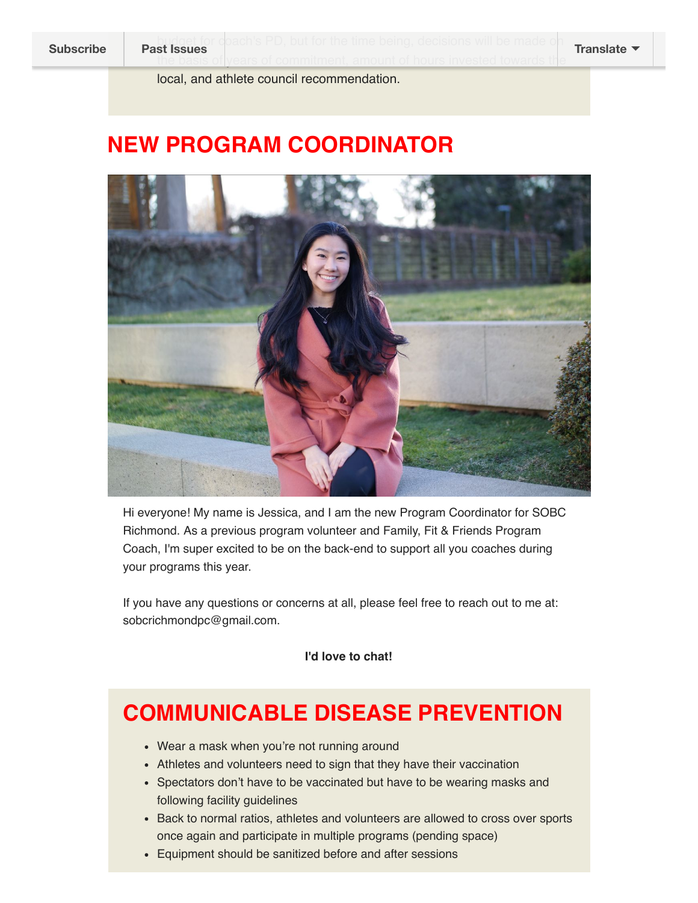budget for coach's PD, but for the time being, decisions will be made on the basis of years of commitment, amount of hours invested towards the local, and athlete council recommendation.

## NEW PROGRAM COORDINATOR

Hi everyone! My name is Jessica, and I am the new Program Coordinator for SOBC Richmond. As a previous program volunteer and Family, Fit & Friends Program Coach, I'm super excited to be on the back-end to support all you coaches during your programs this year.

If you have any questions or concerns at all, please feel free to reach out to me at: sobcrichmondpc@gmail.com.

**I'd love to chat!**

## COMMUNICABLE DISEASE PREVENTION

- Wear a mask when you're not running around
- Athletes and volunteers need to sign that they have their vaccination
- Spectators don't have to be vaccinated but have to be wearing masks and following facility guidelines
- Back to normal ratios, athletes and volunteers are allowed to cross over sports once again and participate in multiple programs (pending space)
- Equipment should be sanitized before and after sessions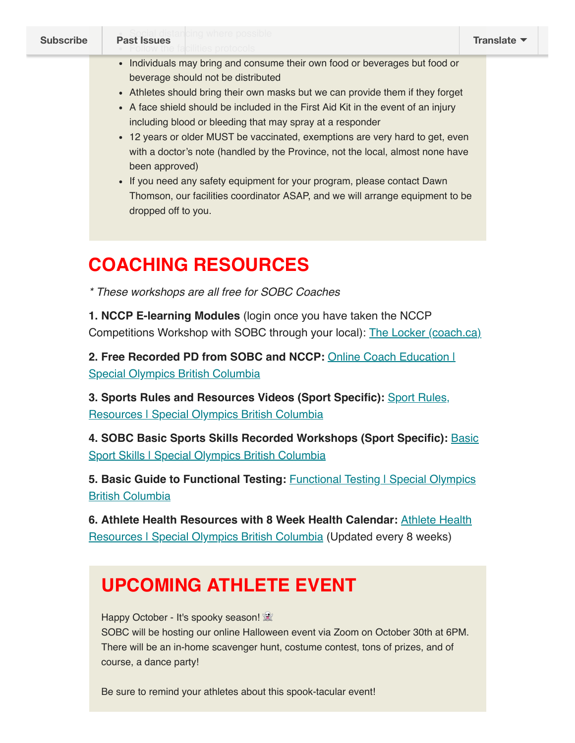- Social distancing where possible
- Follow the facilities protocols
- Individuals may bring and consume their own food or beverages but food or beverage should not be distributed
- Athletes should bring their own masks but we can provide them if they forget
- A face shield should be included in the First Aid Kit in the event of an injury including blood or bleeding that may spray at a responder
- 12 years or older MUST be vaccinated, exemptions are very hard to get, even with a doctor's note (handled by the Province, not the local, almost none have been approved)
- If you need any safety equipment for your program, please contact Dawn Thomson, our facilities coordinator ASAP, and we will arrange equipment to be dropped off to you.

# COACHING RESOURCES

*\* These workshops are all free for SOBC Coaches*

**1. NCCP E-learning Modules** (login once you have taken the NCCP Competitions Workshop with SOBC through your local): The Locker (coach.ca)

**2. Free Recorded PD from SOBC and NCCP:** Online Coach Education | Special Olympics British Columbia

**3. Sports Rules and Resources Videos (Sport Specific):** Sport Rules, Resources | Special Olympics British Columbia

**4. SOBC Basic Sports Skills Recorded Workshops (Sport Specific):** Basic Sport Skills | Special Olympics British Columbia

**5. Basic Guide to Functional Testing:** Functional Testing | Special Olympics British Columbia

**6. Athlete Health Resources with 8 Week Health Calendar:** Athlete Health Resources | Special Olympics British Columbia (Updated every 8 weeks)

# UPCOMING ATHLETE EVENT

Happy October - It's spooky season! 👻
SOBC will be hosting our online Halloween event via Zoom on October 30th at 6PM. There will be an in-home scavenger hunt, costume contest, tons of prizes, and of course, a dance party!

Be sure to remind your athletes about this spook-tacular event!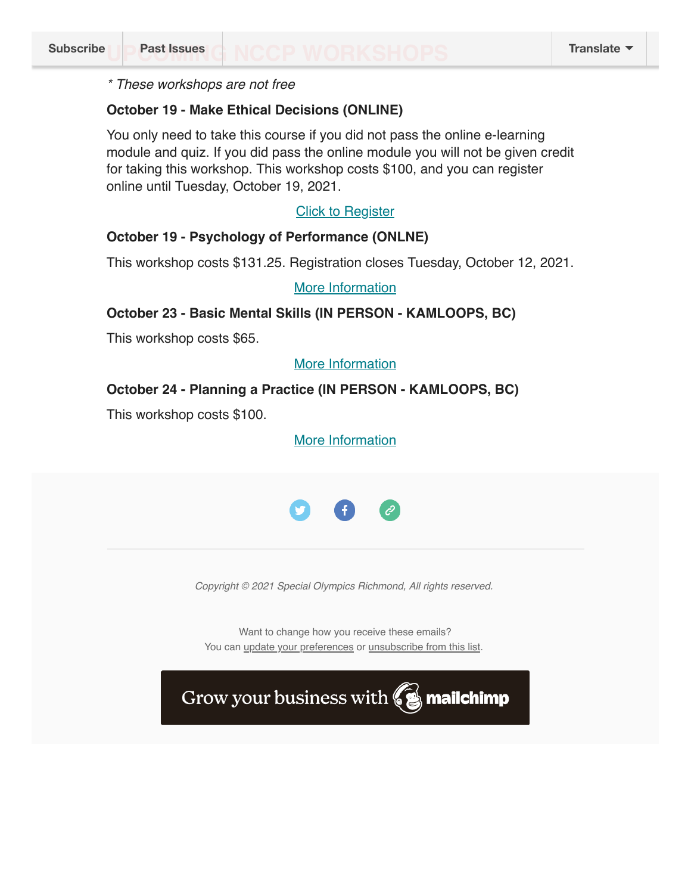Subscribe | Past Issues | Translate

*\* These workshops are not free*

**October 19 - Make Ethical Decisions (ONLINE)**

You only need to take this course if you did not pass the online e-learning module and quiz. If you did pass the online module you will not be given credit for taking this workshop. This workshop costs $100, and you can register online until Tuesday, October 19, 2021.

Click to Register

**October 19 - Psychology of Performance (ONLNE)**

This workshop costs $131.25. Registration closes Tuesday, October 12, 2021.

More Information

**October 23 - Basic Mental Skills (IN PERSON - KAMLOOPS, BC)**

This workshop costs $65.

More Information

**October 24 - Planning a Practice (IN PERSON - KAMLOOPS, BC)**

This workshop costs $100.

More Information

*Copyright © 2021 Special Olympics Richmond, All rights reserved.*

Want to change how you receive these emails?
You can update your preferences or unsubscribe from this list.

Grow your business with mailchimp